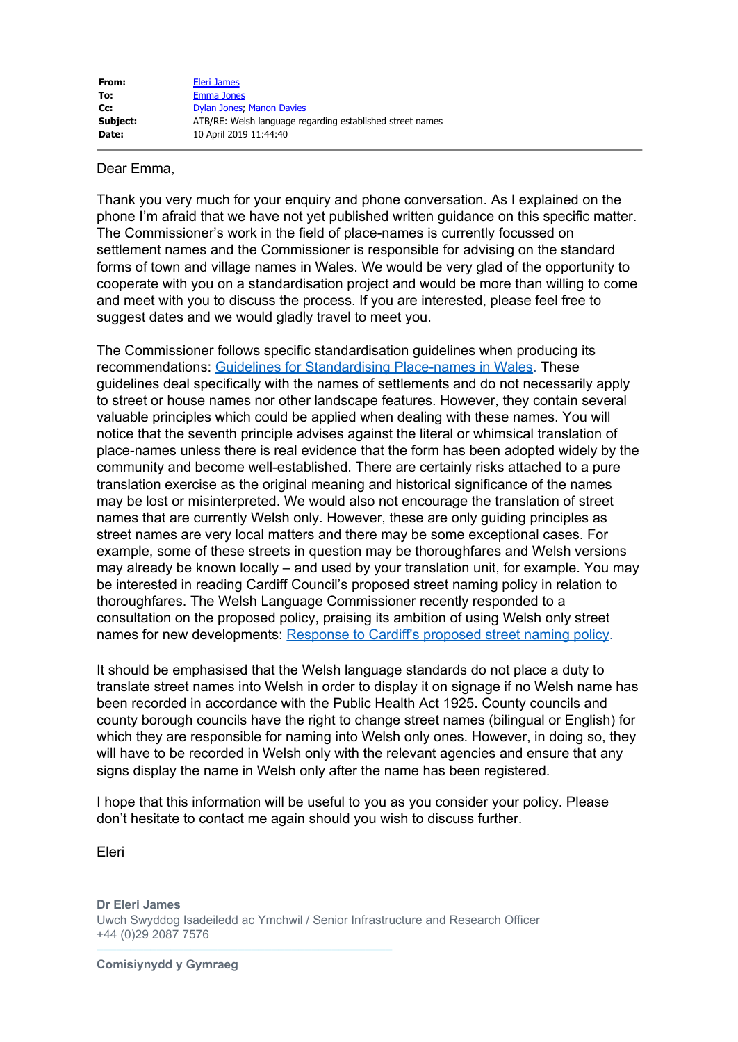| | |
|---|---|
| **From:** | [Eleri James]() |
| **To:** | [Emma Jones]() |
| **Cc:** | [Dylan Jones](); [Manon Davies]() |
| **Subject:** | ATB/RE: Welsh language regarding established street names |
| **Date:** | 10 April 2019 11:44:40 |

Dear Emma,

Thank you very much for your enquiry and phone conversation. As I explained on the phone I'm afraid that we have not yet published written guidance on this specific matter. The Commissioner's work in the field of place-names is currently focussed on settlement names and the Commissioner is responsible for advising on the standard forms of town and village names in Wales. We would be very glad of the opportunity to cooperate with you on a standardisation project and would be more than willing to come and meet with you to discuss the process. If you are interested, please feel free to suggest dates and we would gladly travel to meet you.

The Commissioner follows specific standardisation guidelines when producing its recommendations: [Guidelines for Standardising Place-names in Wales](). These guidelines deal specifically with the names of settlements and do not necessarily apply to street or house names nor other landscape features. However, they contain several valuable principles which could be applied when dealing with these names. You will notice that the seventh principle advises against the literal or whimsical translation of place-names unless there is real evidence that the form has been adopted widely by the community and become well-established. There are certainly risks attached to a pure translation exercise as the original meaning and historical significance of the names may be lost or misinterpreted. We would also not encourage the translation of street names that are currently Welsh only. However, these are only guiding principles as street names are very local matters and there may be some exceptional cases. For example, some of these streets in question may be thoroughfares and Welsh versions may already be known locally – and used by your translation unit, for example. You may be interested in reading Cardiff Council's proposed street naming policy in relation to thoroughfares. The Welsh Language Commissioner recently responded to a consultation on the proposed policy, praising its ambition of using Welsh only street names for new developments: [Response to Cardiff's proposed street naming policy]().

It should be emphasised that the Welsh language standards do not place a duty to translate street names into Welsh in order to display it on signage if no Welsh name has been recorded in accordance with the Public Health Act 1925. County councils and county borough councils have the right to change street names (bilingual or English) for which they are responsible for naming into Welsh only ones. However, in doing so, they will have to be recorded in Welsh only with the relevant agencies and ensure that any signs display the name in Welsh only after the name has been registered.

I hope that this information will be useful to you as you consider your policy. Please don't hesitate to contact me again should you wish to discuss further.

Eleri

**Dr Eleri James**
Uwch Swyddog Isadeiledd ac Ymchwil / Senior Infrastructure and Research Officer
+44 (0)29 2087 7576

---

**Comisiynydd y Gymraeg**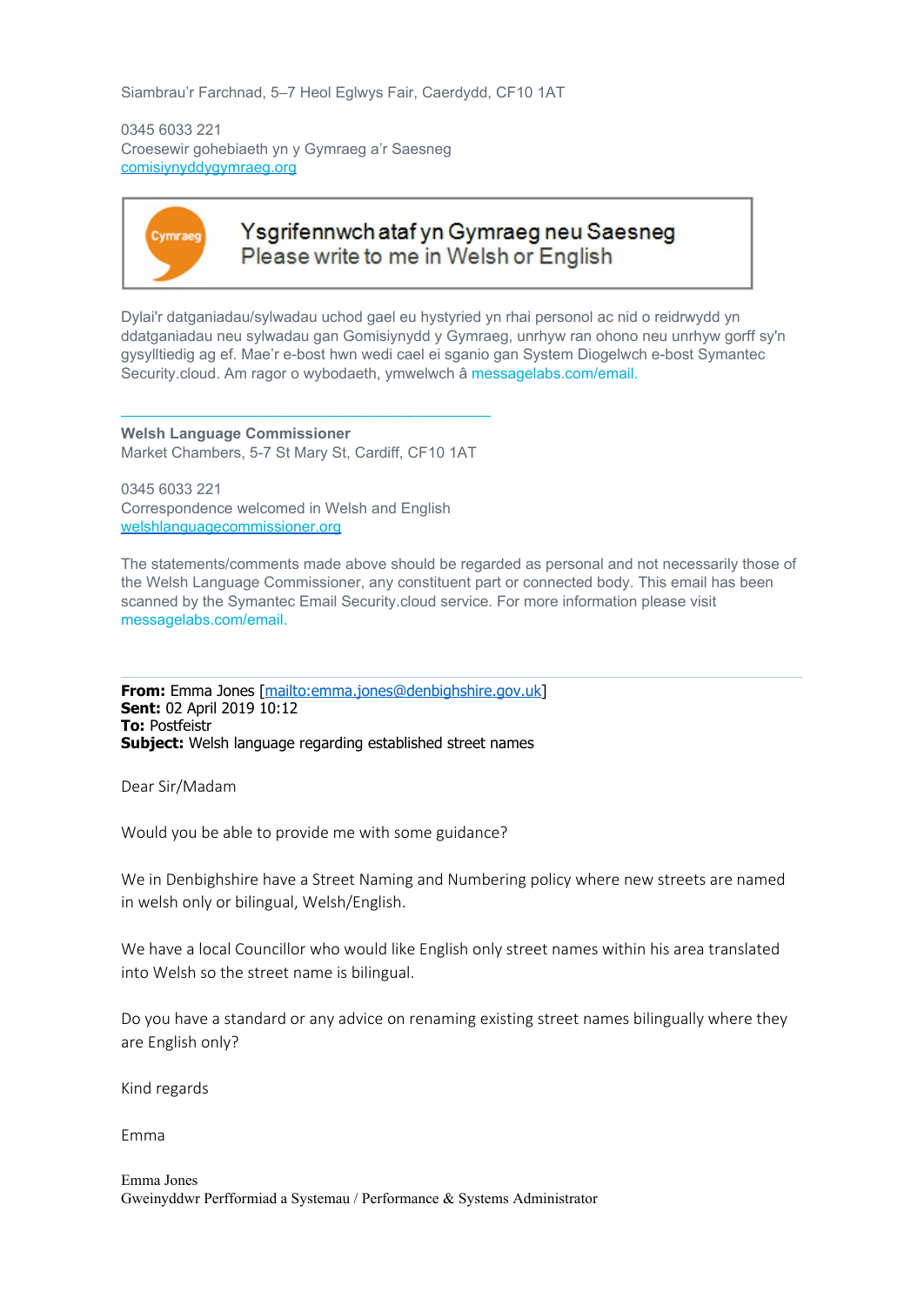Siambrau'r Farchnad, 5–7 Heol Eglwys Fair, Caerdydd, CF10 1AT

0345 6033 221
Croesewir gohebiaeth yn y Gymraeg a'r Saesneg
comisiynyddygymraeg.org

Ysgrifennwch ataf yn Gymraeg neu Saesneg
Please write to me in Welsh or English

Dylai'r datganiadau/sylwadau uchod gael eu hystyried yn rhai personol ac nid o reidrwydd yn ddatganiadau neu sylwadau gan Gomisiynydd y Gymraeg, unrhyw ran ohono neu unrhyw gorff sy'n gysylltiedig ag ef. Mae'r e-bost hwn wedi cael ei sganio gan System Diogelwch e-bost Symantec Security.cloud. Am ragor o wybodaeth, ymwelwch â messagelabs.com/email.

---

**Welsh Language Commissioner**
Market Chambers, 5-7 St Mary St, Cardiff, CF10 1AT

0345 6033 221
Correspondence welcomed in Welsh and English
welshlanguagecommissioner.org

The statements/comments made above should be regarded as personal and not necessarily those of the Welsh Language Commissioner, any constituent part or connected body. This email has been scanned by the Symantec Email Security.cloud service. For more information please visit messagelabs.com/email.

---

**From:** Emma Jones [mailto:emma.jones@denbighshire.gov.uk]
**Sent:** 02 April 2019 10:12
**To:** Postfeistr
**Subject:** Welsh language regarding established street names

Dear Sir/Madam

Would you be able to provide me with some guidance?

We in Denbighshire have a Street Naming and Numbering policy where new streets are named in welsh only or bilingual, Welsh/English.

We have a local Councillor who would like English only street names within his area translated into Welsh so the street name is bilingual.

Do you have a standard or any advice on renaming existing street names bilingually where they are English only?

Kind regards

Emma

Emma Jones
Gweinyddwr Perfformiad a Systemau / Performance & Systems Administrator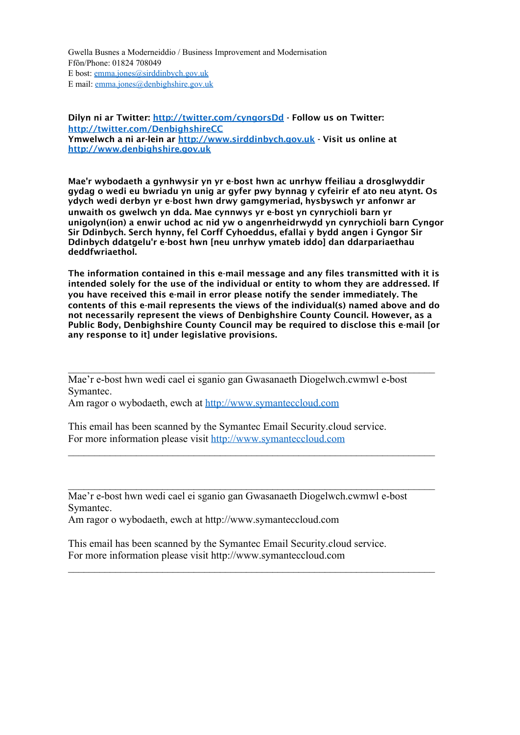Gwella Busnes a Moderneiddio / Business Improvement and Modernisation
Ffôn/Phone: 01824 708049
E bost: emma.jones@sirddinbych.gov.uk
E mail: emma.jones@denbighshire.gov.uk

**Dilyn ni ar Twitter: http://twitter.com/cyngorsDd - Follow us on Twitter: http://twitter.com/DenbighshireCC**
**Ymwelwch a ni ar-lein ar http://www.sirddinbych.gov.uk - Visit us online at http://www.denbighshire.gov.uk**

**Mae'r wybodaeth a gynhwysir yn yr e-bost hwn ac unrhyw ffeiliau a drosglwyddir gydag o wedi eu bwriadu yn unig ar gyfer pwy bynnag y cyfeirir ef ato neu atynt. Os ydych wedi derbyn yr e-bost hwn drwy gamgymeriad, hysbyswch yr anfonwr ar unwaith os gwelwch yn dda. Mae cynnwys yr e-bost yn cynrychioli barn yr unigolyn(ion) a enwir uchod ac nid yw o angenrheidrwydd yn cynrychioli barn Cyngor Sir Ddinbych. Serch hynny, fel Corff Cyhoeddus, efallai y bydd angen i Gyngor Sir Ddinbych ddatgelu'r e-bost hwn [neu unrhyw ymateb iddo] dan ddarpariaethau deddfwriaethol.**

**The information contained in this e-mail message and any files transmitted with it is intended solely for the use of the individual or entity to whom they are addressed. If you have received this e-mail in error please notify the sender immediately. The contents of this e-mail represents the views of the individual(s) named above and do not necessarily represent the views of Denbighshire County Council. However, as a Public Body, Denbighshire County Council may be required to disclose this e-mail [or any response to it] under legislative provisions.**

---

Mae'r e-bost hwn wedi cael ei sganio gan Gwasanaeth Diogelwch.cwmwl e-bost Symantec.
Am ragor o wybodaeth, ewch at http://www.symanteccloud.com

This email has been scanned by the Symantec Email Security.cloud service.
For more information please visit http://www.symanteccloud.com

---

---

Mae'r e-bost hwn wedi cael ei sganio gan Gwasanaeth Diogelwch.cwmwl e-bost Symantec.
Am ragor o wybodaeth, ewch at http://www.symanteccloud.com

This email has been scanned by the Symantec Email Security.cloud service.
For more information please visit http://www.symanteccloud.com

---